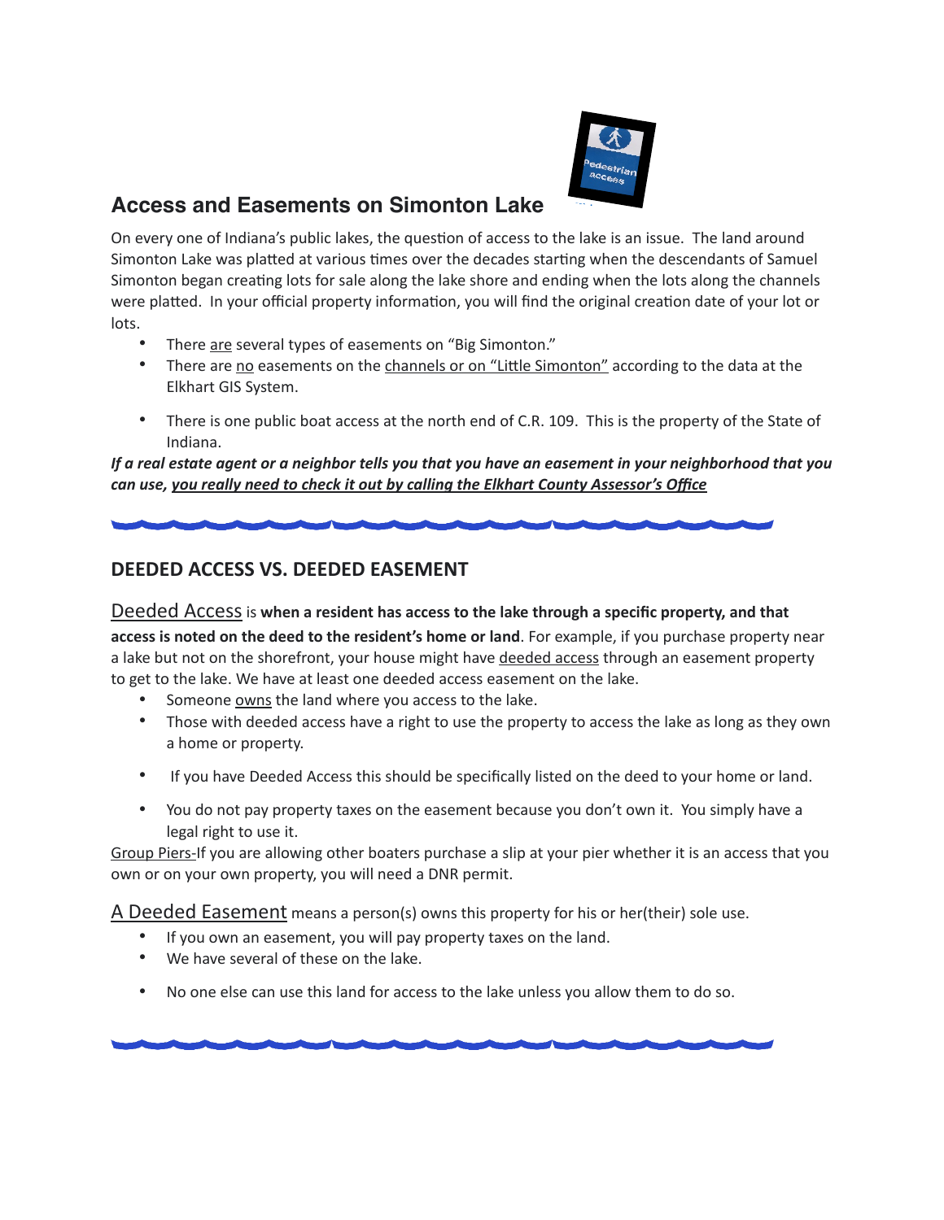## Access and Easements on Simonton Lake

On every one of Indiana's public lakes, the question of access to the lake is an issue. The land around Simonton Lake was platted at various times over the decades starting when the descendants of Samuel Simonton began creating lots for sale along the lake shore and ending when the lots along the channels were platted. In your official property information, you will find the original creation date of your lot or lots.

- There are several types of easements on "Big Simonton."
- There are no easements on the channels or on "Little Simonton" according to the data at the Elkhart GIS System.
- There is one public boat access at the north end of C.R. 109. This is the property of the State of Indiana.

***If a real estate agent or a neighbor tells you that you have an easement in your neighborhood that you can use, you really need to check it out by calling the Elkhart County Assessor's Office***

## DEEDED ACCESS VS. DEEDED EASEMENT

Deeded Access is **when a resident has access to the lake through a specific property, and that access is noted on the deed to the resident's home or land**. For example, if you purchase property near a lake but not on the shorefront, your house might have deeded access through an easement property to get to the lake. We have at least one deeded access easement on the lake.

- Someone owns the land where you access to the lake.
- Those with deeded access have a right to use the property to access the lake as long as they own a home or property.
- If you have Deeded Access this should be specifically listed on the deed to your home or land.
- You do not pay property taxes on the easement because you don't own it. You simply have a legal right to use it.

Group Piers-If you are allowing other boaters purchase a slip at your pier whether it is an access that you own or on your own property, you will need a DNR permit.

A Deeded Easement means a person(s) owns this property for his or her(their) sole use.

- If you own an easement, you will pay property taxes on the land.
- We have several of these on the lake.
- No one else can use this land for access to the lake unless you allow them to do so.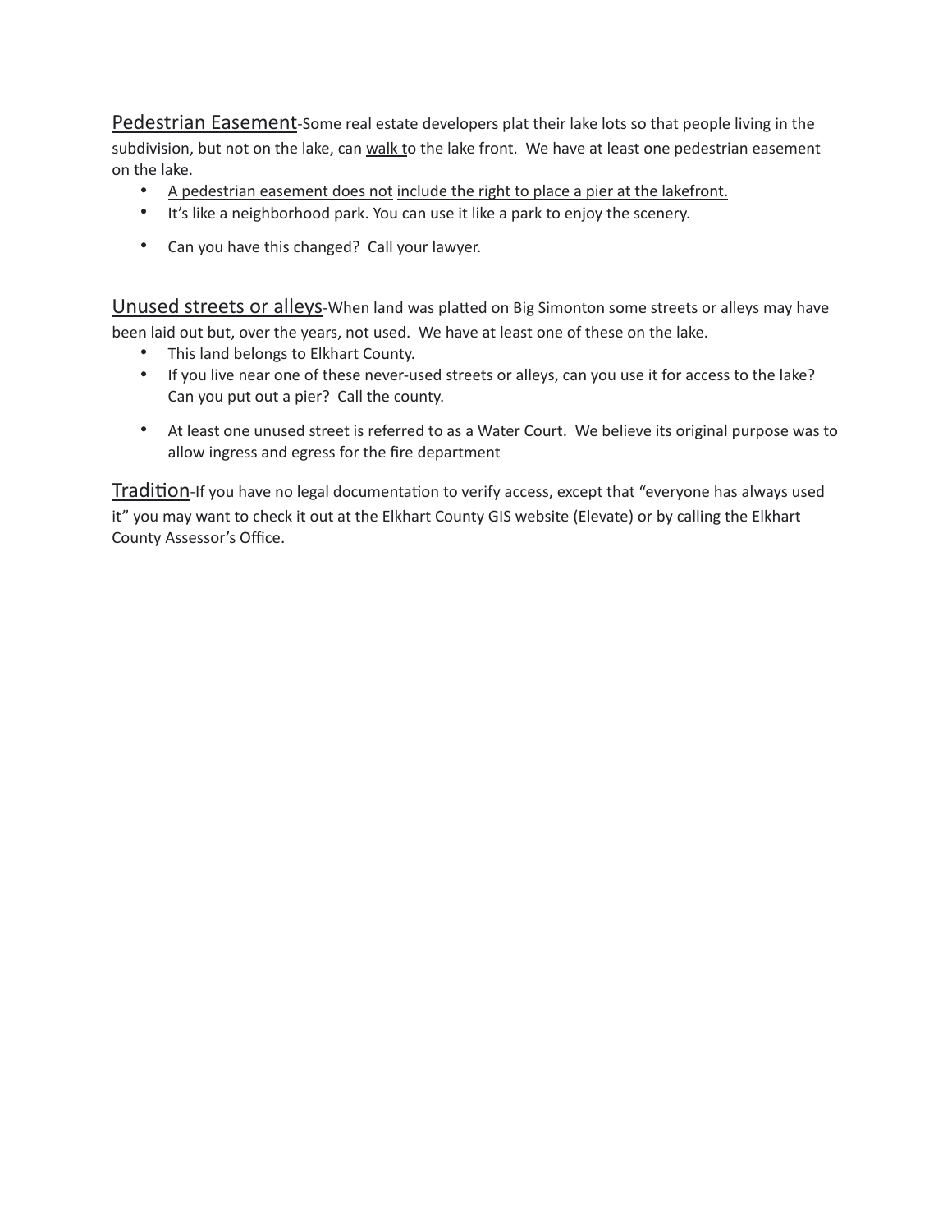<u>Pedestrian Easement</u>-Some real estate developers plat their lake lots so that people living in the subdivision, but not on the lake, can <u>walk t</u>o the lake front. We have at least one pedestrian easement on the lake.

- <u>A pedestrian easement does not</u> <u>include the right to place a pier at the lakefront.</u>
- It's like a neighborhood park. You can use it like a park to enjoy the scenery.
- Can you have this changed? Call your lawyer.

<u>Unused streets or alleys</u>-When land was platted on Big Simonton some streets or alleys may have been laid out but, over the years, not used. We have at least one of these on the lake.

- This land belongs to Elkhart County.
- If you live near one of these never-used streets or alleys, can you use it for access to the lake? Can you put out a pier? Call the county.
- At least one unused street is referred to as a Water Court. We believe its original purpose was to allow ingress and egress for the fire department

<u>Tradition</u>-If you have no legal documentation to verify access, except that "everyone has always used it" you may want to check it out at the Elkhart County GIS website (Elevate) or by calling the Elkhart County Assessor's Office.